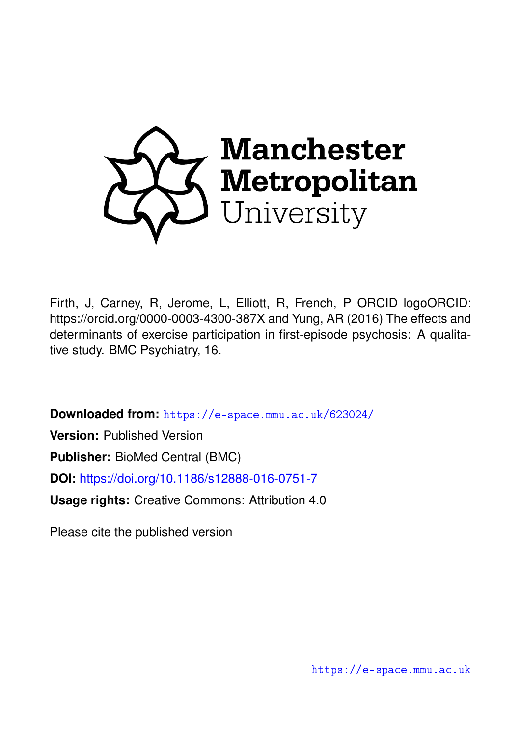Manchester Metropolitan University

Firth, J, Carney, R, Jerome, L, Elliott, R, French, P ORCID logoORCID: https://orcid.org/0000-0003-4300-387X and Yung, AR (2016) The effects and determinants of exercise participation in first-episode psychosis: A qualitative study. BMC Psychiatry, 16.

**Downloaded from:** https://e-space.mmu.ac.uk/623024/

**Version:** Published Version

**Publisher:** BioMed Central (BMC)

**DOI:** https://doi.org/10.1186/s12888-016-0751-7

**Usage rights:** Creative Commons: Attribution 4.0

Please cite the published version

https://e-space.mmu.ac.uk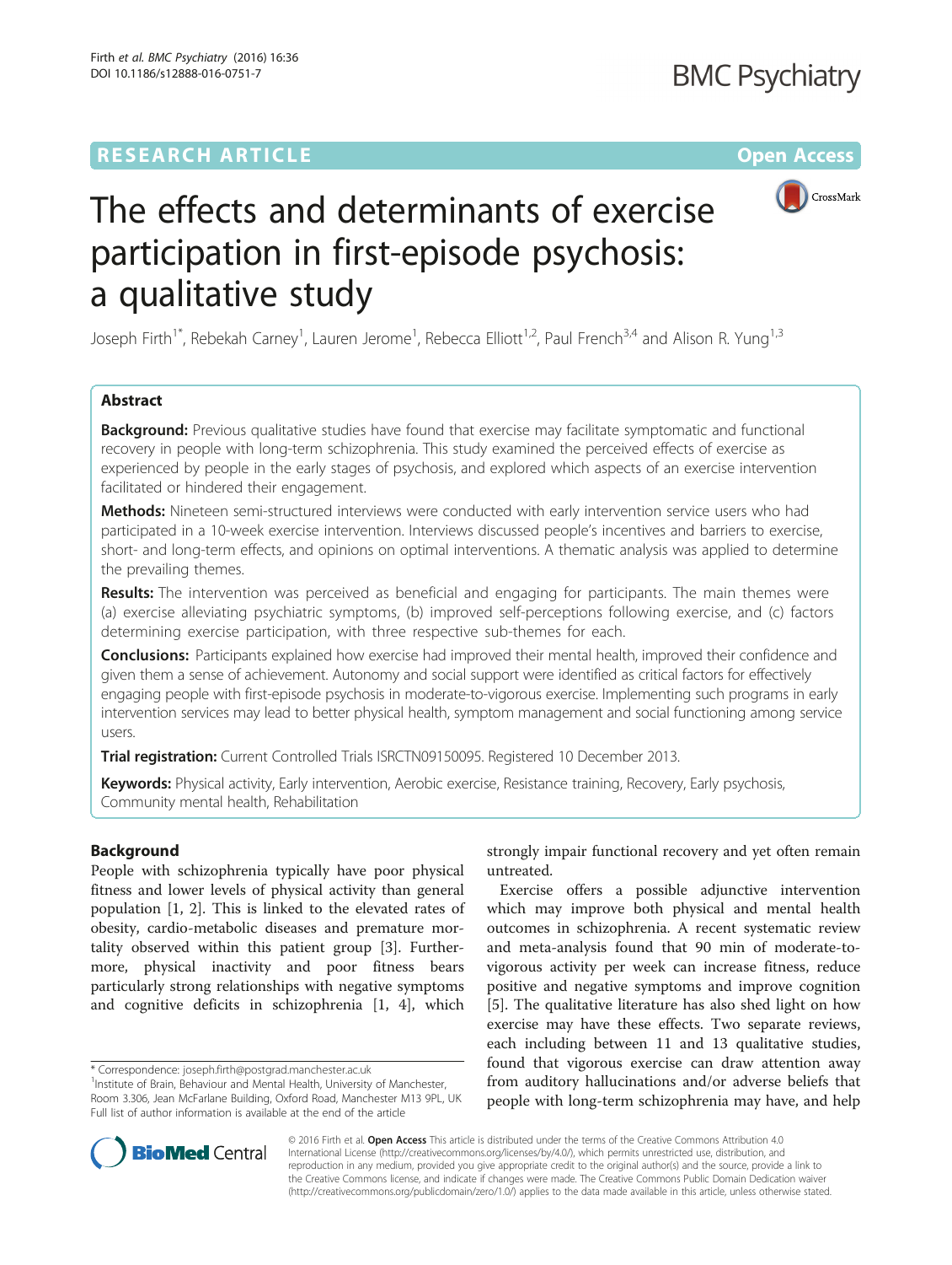# The effects and determinants of exercise participation in first-episode psychosis: a qualitative study

Joseph Firth[1*], Rebekah Carney[1], Lauren Jerome[1], Rebecca Elliott[1,2], Paul French[3,4] and Alison R. Yung[1,3]

## Abstract

**Background:** Previous qualitative studies have found that exercise may facilitate symptomatic and functional recovery in people with long-term schizophrenia. This study examined the perceived effects of exercise as experienced by people in the early stages of psychosis, and explored which aspects of an exercise intervention facilitated or hindered their engagement.

**Methods:** Nineteen semi-structured interviews were conducted with early intervention service users who had participated in a 10-week exercise intervention. Interviews discussed people's incentives and barriers to exercise, short- and long-term effects, and opinions on optimal interventions. A thematic analysis was applied to determine the prevailing themes.

**Results:** The intervention was perceived as beneficial and engaging for participants. The main themes were (a) exercise alleviating psychiatric symptoms, (b) improved self-perceptions following exercise, and (c) factors determining exercise participation, with three respective sub-themes for each.

**Conclusions:** Participants explained how exercise had improved their mental health, improved their confidence and given them a sense of achievement. Autonomy and social support were identified as critical factors for effectively engaging people with first-episode psychosis in moderate-to-vigorous exercise. Implementing such programs in early intervention services may lead to better physical health, symptom management and social functioning among service users.

**Trial registration:** Current Controlled Trials ISRCTN09150095. Registered 10 December 2013.

**Keywords:** Physical activity, Early intervention, Aerobic exercise, Resistance training, Recovery, Early psychosis, Community mental health, Rehabilitation

## Background

People with schizophrenia typically have poor physical fitness and lower levels of physical activity than general population [1, 2]. This is linked to the elevated rates of obesity, cardio-metabolic diseases and premature mortality observed within this patient group [3]. Furthermore, physical inactivity and poor fitness bears particularly strong relationships with negative symptoms and cognitive deficits in schizophrenia [1, 4], which strongly impair functional recovery and yet often remain untreated.

Exercise offers a possible adjunctive intervention which may improve both physical and mental health outcomes in schizophrenia. A recent systematic review and meta-analysis found that 90 min of moderate-to-vigorous activity per week can increase fitness, reduce positive and negative symptoms and improve cognition [5]. The qualitative literature has also shed light on how exercise may have these effects. Two separate reviews, each including between 11 and 13 qualitative studies, found that vigorous exercise can draw attention away from auditory hallucinations and/or adverse beliefs that people with long-term schizophrenia may have, and help

\* Correspondence: joseph.firth@postgrad.manchester.ac.uk
[1]Institute of Brain, Behaviour and Mental Health, University of Manchester, Room 3.306, Jean McFarlane Building, Oxford Road, Manchester M13 9PL, UK
Full list of author information is available at the end of the article

© 2016 Firth et al. **Open Access** This article is distributed under the terms of the Creative Commons Attribution 4.0 International License (http://creativecommons.org/licenses/by/4.0/), which permits unrestricted use, distribution, and reproduction in any medium, provided you give appropriate credit to the original author(s) and the source, provide a link to the Creative Commons license, and indicate if changes were made. The Creative Commons Public Domain Dedication waiver (http://creativecommons.org/publicdomain/zero/1.0/) applies to the data made available in this article, unless otherwise stated.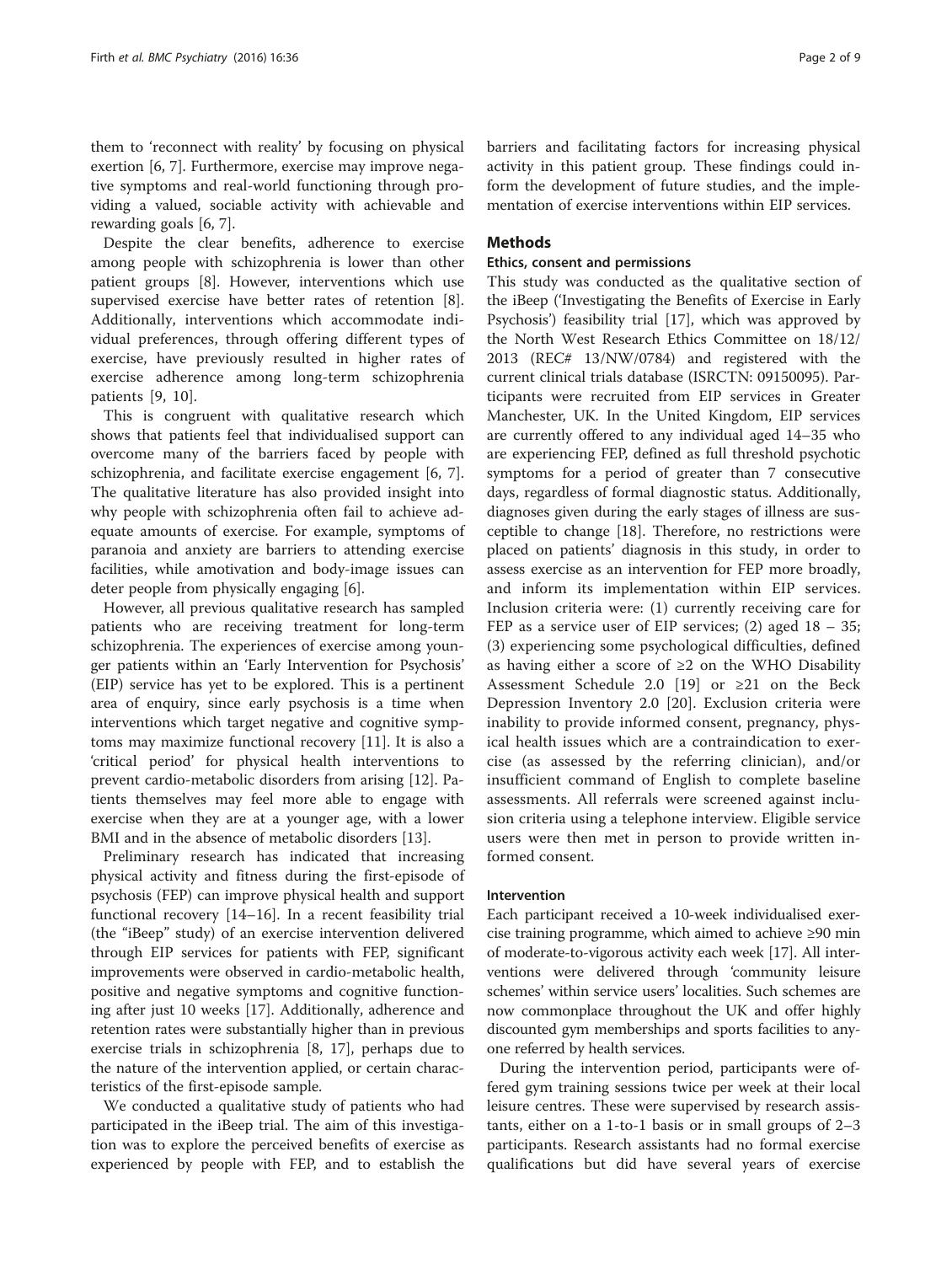them to 'reconnect with reality' by focusing on physical exertion [6, 7]. Furthermore, exercise may improve negative symptoms and real-world functioning through providing a valued, sociable activity with achievable and rewarding goals [6, 7].

Despite the clear benefits, adherence to exercise among people with schizophrenia is lower than other patient groups [8]. However, interventions which use supervised exercise have better rates of retention [8]. Additionally, interventions which accommodate individual preferences, through offering different types of exercise, have previously resulted in higher rates of exercise adherence among long-term schizophrenia patients [9, 10].

This is congruent with qualitative research which shows that patients feel that individualised support can overcome many of the barriers faced by people with schizophrenia, and facilitate exercise engagement [6, 7]. The qualitative literature has also provided insight into why people with schizophrenia often fail to achieve adequate amounts of exercise. For example, symptoms of paranoia and anxiety are barriers to attending exercise facilities, while amotivation and body-image issues can deter people from physically engaging [6].

However, all previous qualitative research has sampled patients who are receiving treatment for long-term schizophrenia. The experiences of exercise among younger patients within an 'Early Intervention for Psychosis' (EIP) service has yet to be explored. This is a pertinent area of enquiry, since early psychosis is a time when interventions which target negative and cognitive symptoms may maximize functional recovery [11]. It is also a 'critical period' for physical health interventions to prevent cardio-metabolic disorders from arising [12]. Patients themselves may feel more able to engage with exercise when they are at a younger age, with a lower BMI and in the absence of metabolic disorders [13].

Preliminary research has indicated that increasing physical activity and fitness during the first-episode of psychosis (FEP) can improve physical health and support functional recovery [14–16]. In a recent feasibility trial (the "iBeep" study) of an exercise intervention delivered through EIP services for patients with FEP, significant improvements were observed in cardio-metabolic health, positive and negative symptoms and cognitive functioning after just 10 weeks [17]. Additionally, adherence and retention rates were substantially higher than in previous exercise trials in schizophrenia [8, 17], perhaps due to the nature of the intervention applied, or certain characteristics of the first-episode sample.

We conducted a qualitative study of patients who had participated in the iBeep trial. The aim of this investigation was to explore the perceived benefits of exercise as experienced by people with FEP, and to establish the barriers and facilitating factors for increasing physical activity in this patient group. These findings could inform the development of future studies, and the implementation of exercise interventions within EIP services.

## Methods

### Ethics, consent and permissions

This study was conducted as the qualitative section of the iBeep ('Investigating the Benefits of Exercise in Early Psychosis') feasibility trial [17], which was approved by the North West Research Ethics Committee on 18/12/2013 (REC# 13/NW/0784) and registered with the current clinical trials database (ISRCTN: 09150095). Participants were recruited from EIP services in Greater Manchester, UK. In the United Kingdom, EIP services are currently offered to any individual aged 14–35 who are experiencing FEP, defined as full threshold psychotic symptoms for a period of greater than 7 consecutive days, regardless of formal diagnostic status. Additionally, diagnoses given during the early stages of illness are susceptible to change [18]. Therefore, no restrictions were placed on patients' diagnosis in this study, in order to assess exercise as an intervention for FEP more broadly, and inform its implementation within EIP services. Inclusion criteria were: (1) currently receiving care for FEP as a service user of EIP services; (2) aged 18 – 35; (3) experiencing some psychological difficulties, defined as having either a score of ≥2 on the WHO Disability Assessment Schedule 2.0 [19] or ≥21 on the Beck Depression Inventory 2.0 [20]. Exclusion criteria were inability to provide informed consent, pregnancy, physical health issues which are a contraindication to exercise (as assessed by the referring clinician), and/or insufficient command of English to complete baseline assessments. All referrals were screened against inclusion criteria using a telephone interview. Eligible service users were then met in person to provide written informed consent.

### Intervention

Each participant received a 10-week individualised exercise training programme, which aimed to achieve ≥90 min of moderate-to-vigorous activity each week [17]. All interventions were delivered through 'community leisure schemes' within service users' localities. Such schemes are now commonplace throughout the UK and offer highly discounted gym memberships and sports facilities to anyone referred by health services.

During the intervention period, participants were offered gym training sessions twice per week at their local leisure centres. These were supervised by research assistants, either on a 1-to-1 basis or in small groups of 2–3 participants. Research assistants had no formal exercise qualifications but did have several years of exercise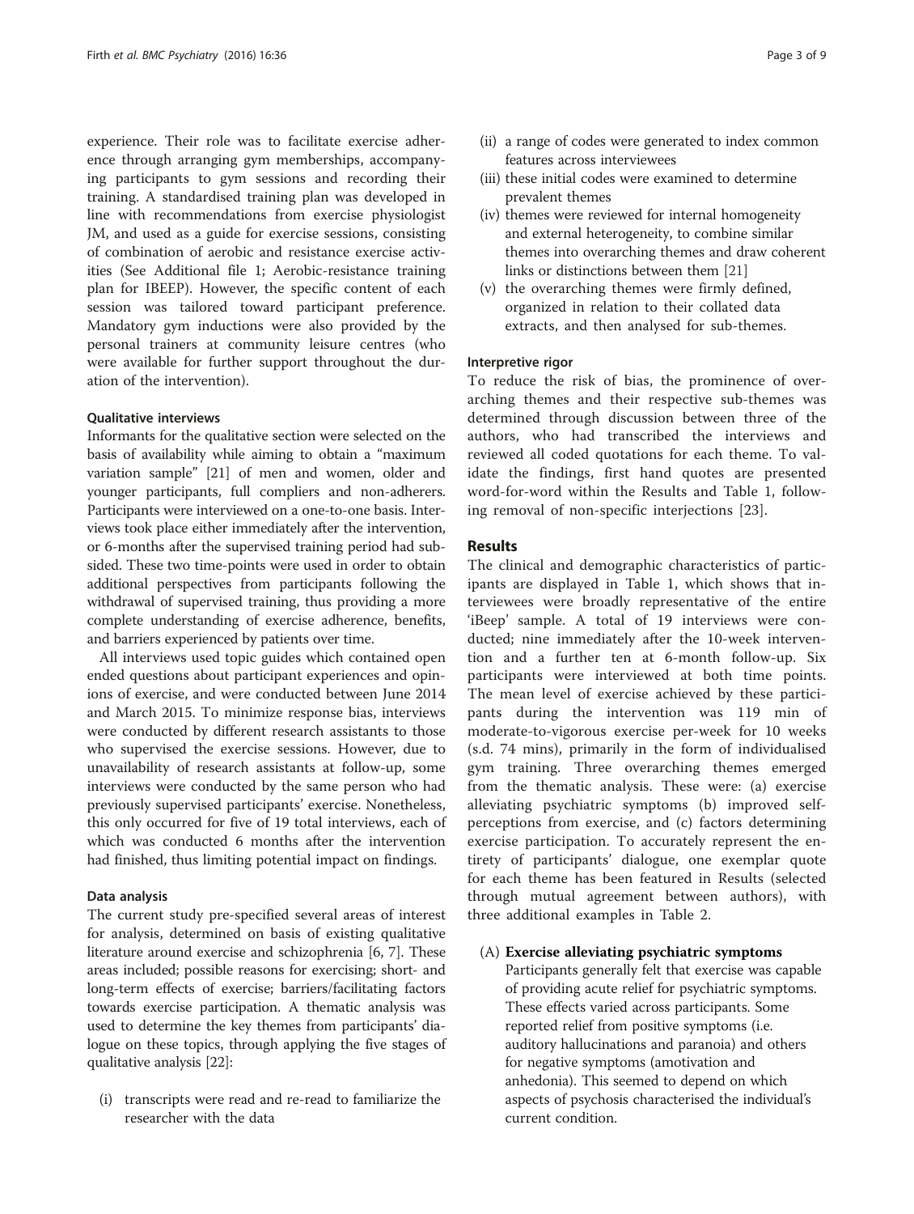experience. Their role was to facilitate exercise adherence through arranging gym memberships, accompanying participants to gym sessions and recording their training. A standardised training plan was developed in line with recommendations from exercise physiologist JM, and used as a guide for exercise sessions, consisting of combination of aerobic and resistance exercise activities (See Additional file 1; Aerobic-resistance training plan for IBEEP). However, the specific content of each session was tailored toward participant preference. Mandatory gym inductions were also provided by the personal trainers at community leisure centres (who were available for further support throughout the duration of the intervention).

#### Qualitative interviews

Informants for the qualitative section were selected on the basis of availability while aiming to obtain a "maximum variation sample" [21] of men and women, older and younger participants, full compliers and non-adherers. Participants were interviewed on a one-to-one basis. Interviews took place either immediately after the intervention, or 6-months after the supervised training period had subsided. These two time-points were used in order to obtain additional perspectives from participants following the withdrawal of supervised training, thus providing a more complete understanding of exercise adherence, benefits, and barriers experienced by patients over time.

All interviews used topic guides which contained open ended questions about participant experiences and opinions of exercise, and were conducted between June 2014 and March 2015. To minimize response bias, interviews were conducted by different research assistants to those who supervised the exercise sessions. However, due to unavailability of research assistants at follow-up, some interviews were conducted by the same person who had previously supervised participants' exercise. Nonetheless, this only occurred for five of 19 total interviews, each of which was conducted 6 months after the intervention had finished, thus limiting potential impact on findings.

#### Data analysis

The current study pre-specified several areas of interest for analysis, determined on basis of existing qualitative literature around exercise and schizophrenia [6, 7]. These areas included; possible reasons for exercising; short- and long-term effects of exercise; barriers/facilitating factors towards exercise participation. A thematic analysis was used to determine the key themes from participants' dialogue on these topics, through applying the five stages of qualitative analysis [22]:

(i) transcripts were read and re-read to familiarize the researcher with the data
(ii) a range of codes were generated to index common features across interviewees
(iii) these initial codes were examined to determine prevalent themes
(iv) themes were reviewed for internal homogeneity and external heterogeneity, to combine similar themes into overarching themes and draw coherent links or distinctions between them [21]
(v) the overarching themes were firmly defined, organized in relation to their collated data extracts, and then analysed for sub-themes.

#### Interpretive rigor

To reduce the risk of bias, the prominence of overarching themes and their respective sub-themes was determined through discussion between three of the authors, who had transcribed the interviews and reviewed all coded quotations for each theme. To validate the findings, first hand quotes are presented word-for-word within the Results and Table 1, following removal of non-specific interjections [23].

## Results

The clinical and demographic characteristics of participants are displayed in Table 1, which shows that interviewees were broadly representative of the entire 'iBeep' sample. A total of 19 interviews were conducted; nine immediately after the 10-week intervention and a further ten at 6-month follow-up. Six participants were interviewed at both time points. The mean level of exercise achieved by these participants during the intervention was 119 min of moderate-to-vigorous exercise per-week for 10 weeks (s.d. 74 mins), primarily in the form of individualised gym training. Three overarching themes emerged from the thematic analysis. These were: (a) exercise alleviating psychiatric symptoms (b) improved self-perceptions from exercise, and (c) factors determining exercise participation. To accurately represent the entirety of participants' dialogue, one exemplar quote for each theme has been featured in Results (selected through mutual agreement between authors), with three additional examples in Table 2.

(A) **Exercise alleviating psychiatric symptoms**

Participants generally felt that exercise was capable of providing acute relief for psychiatric symptoms. These effects varied across participants. Some reported relief from positive symptoms (i.e. auditory hallucinations and paranoia) and others for negative symptoms (amotivation and anhedonia). This seemed to depend on which aspects of psychosis characterised the individual's current condition.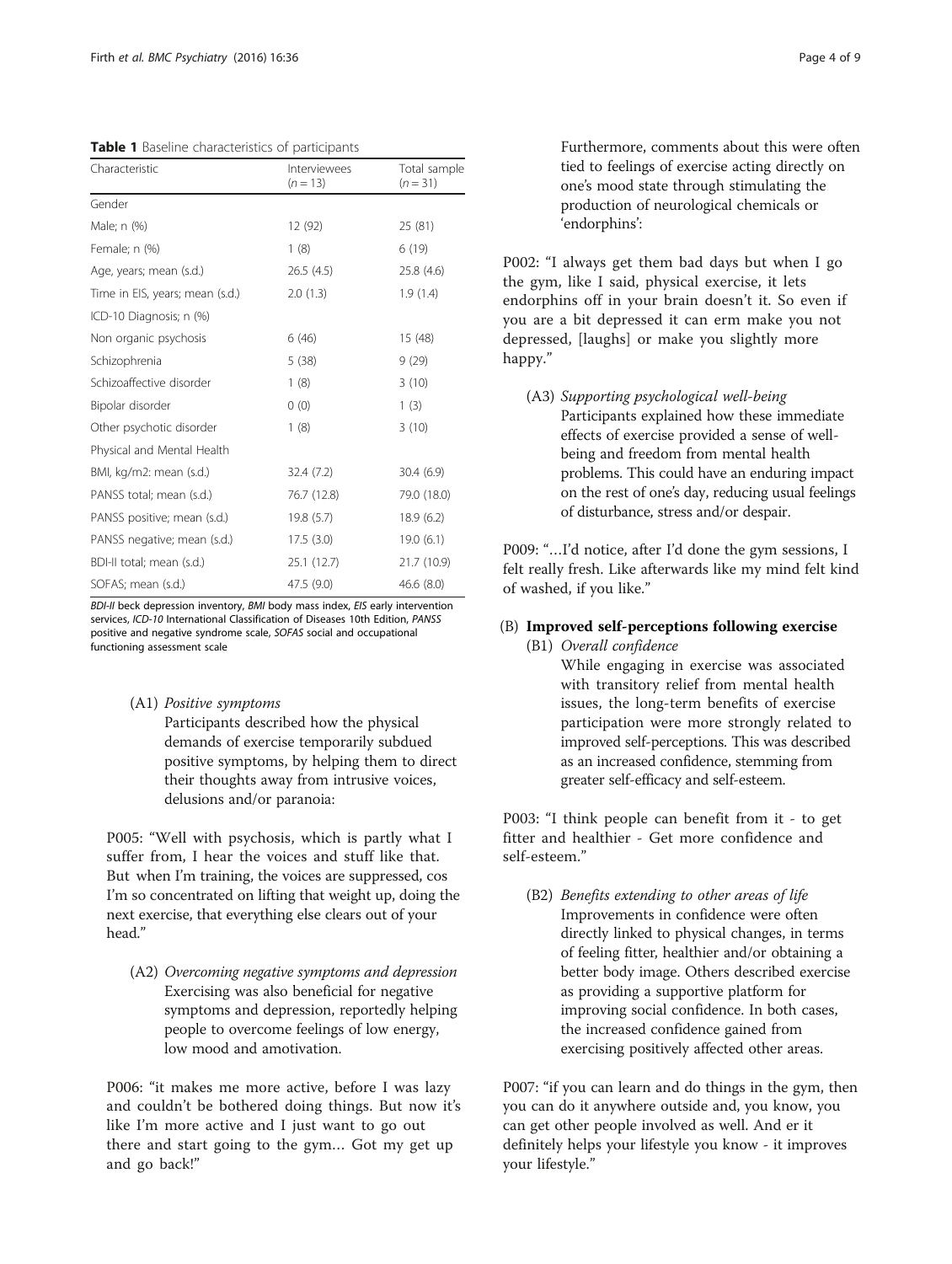**Table 1** Baseline characteristics of participants

| Characteristic | Interviewees (n = 13) | Total sample (n = 31) |
|---|---|---|
| Gender | | |
| Male; n (%) | 12 (92) | 25 (81) |
| Female; n (%) | 1 (8) | 6 (19) |
| Age, years; mean (s.d.) | 26.5 (4.5) | 25.8 (4.6) |
| Time in EIS, years; mean (s.d.) | 2.0 (1.3) | 1.9 (1.4) |
| ICD-10 Diagnosis; n (%) | | |
| Non organic psychosis | 6 (46) | 15 (48) |
| Schizophrenia | 5 (38) | 9 (29) |
| Schizoaffective disorder | 1 (8) | 3 (10) |
| Bipolar disorder | 0 (0) | 1 (3) |
| Other psychotic disorder | 1 (8) | 3 (10) |
| Physical and Mental Health | | |
| BMI, kg/m2: mean (s.d.) | 32.4 (7.2) | 30.4 (6.9) |
| PANSS total; mean (s.d.) | 76.7 (12.8) | 79.0 (18.0) |
| PANSS positive; mean (s.d.) | 19.8 (5.7) | 18.9 (6.2) |
| PANSS negative; mean (s.d.) | 17.5 (3.0) | 19.0 (6.1) |
| BDI-II total; mean (s.d.) | 25.1 (12.7) | 21.7 (10.9) |
| SOFAS; mean (s.d.) | 47.5 (9.0) | 46.6 (8.0) |

*BDI-II* beck depression inventory, *BMI* body mass index, *EIS* early intervention services, *ICD-10* International Classification of Diseases 10th Edition, *PANSS* positive and negative syndrome scale, *SOFAS* social and occupational functioning assessment scale

(A1) *Positive symptoms*

Participants described how the physical demands of exercise temporarily subdued positive symptoms, by helping them to direct their thoughts away from intrusive voices, delusions and/or paranoia:

P005: "Well with psychosis, which is partly what I suffer from, I hear the voices and stuff like that. But when I'm training, the voices are suppressed, cos I'm so concentrated on lifting that weight up, doing the next exercise, that everything else clears out of your head."

(A2) *Overcoming negative symptoms and depression*

Exercising was also beneficial for negative symptoms and depression, reportedly helping people to overcome feelings of low energy, low mood and amotivation.

P006: "it makes me more active, before I was lazy and couldn't be bothered doing things. But now it's like I'm more active and I just want to go out there and start going to the gym… Got my get up and go back!"

Furthermore, comments about this were often tied to feelings of exercise acting directly on one's mood state through stimulating the production of neurological chemicals or 'endorphins':

P002: "I always get them bad days but when I go the gym, like I said, physical exercise, it lets endorphins off in your brain doesn't it. So even if you are a bit depressed it can erm make you not depressed, [laughs] or make you slightly more happy."

(A3) *Supporting psychological well-being*

Participants explained how these immediate effects of exercise provided a sense of well-being and freedom from mental health problems. This could have an enduring impact on the rest of one's day, reducing usual feelings of disturbance, stress and/or despair.

P009: "…I'd notice, after I'd done the gym sessions, I felt really fresh. Like afterwards like my mind felt kind of washed, if you like."

**(B) Improved self-perceptions following exercise**

(B1) *Overall confidence*

While engaging in exercise was associated with transitory relief from mental health issues, the long-term benefits of exercise participation were more strongly related to improved self-perceptions. This was described as an increased confidence, stemming from greater self-efficacy and self-esteem.

P003: "I think people can benefit from it - to get fitter and healthier - Get more confidence and self-esteem."

(B2) *Benefits extending to other areas of life*

Improvements in confidence were often directly linked to physical changes, in terms of feeling fitter, healthier and/or obtaining a better body image. Others described exercise as providing a supportive platform for improving social confidence. In both cases, the increased confidence gained from exercising positively affected other areas.

P007: "if you can learn and do things in the gym, then you can do it anywhere outside and, you know, you can get other people involved as well. And er it definitely helps your lifestyle you know - it improves your lifestyle."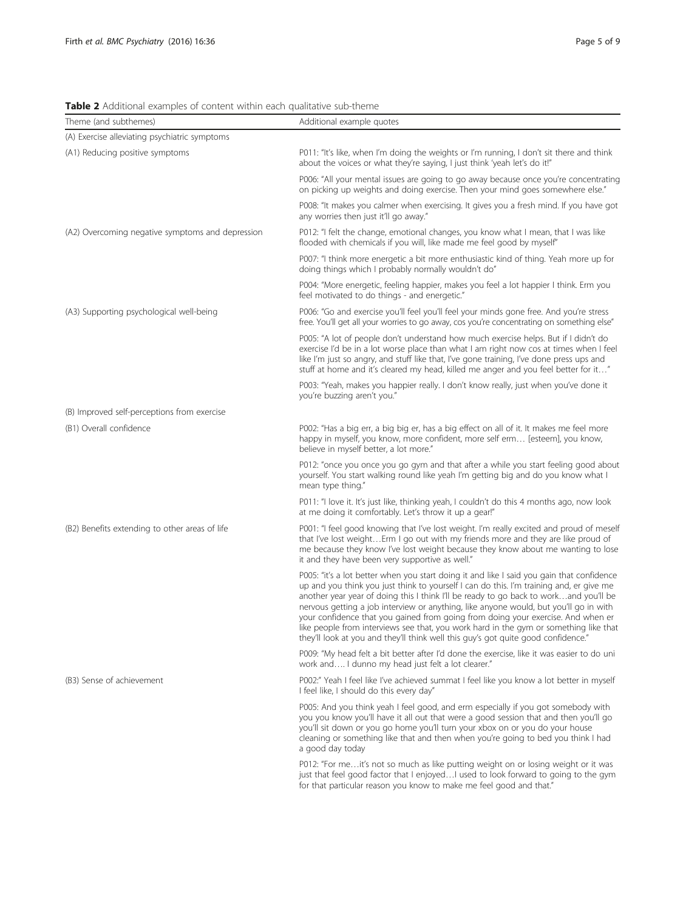**Table 2** Additional examples of content within each qualitative sub-theme

| Theme (and subthemes) | Additional example quotes |
|---|---|
| (A) Exercise alleviating psychiatric symptoms | |
| (A1) Reducing positive symptoms | P011: "It's like, when I'm doing the weights or I'm running, I don't sit there and think about the voices or what they're saying, I just think 'yeah let's do it!" |
| | P006: "All your mental issues are going to go away because once you're concentrating on picking up weights and doing exercise. Then your mind goes somewhere else." |
| | P008: "It makes you calmer when exercising. It gives you a fresh mind. If you have got any worries then just it'll go away." |
| (A2) Overcoming negative symptoms and depression | P012: "I felt the change, emotional changes, you know what I mean, that I was like flooded with chemicals if you will, like made me feel good by myself" |
| | P007: "I think more energetic a bit more enthusiastic kind of thing. Yeah more up for doing things which I probably normally wouldn't do" |
| | P004: "More energetic, feeling happier, makes you feel a lot happier I think. Erm you feel motivated to do things - and energetic." |
| (A3) Supporting psychological well-being | P006: "Go and exercise you'll feel you'll feel your minds gone free. And you're stress free. You'll get all your worries to go away, cos you're concentrating on something else" |
| | P005: "A lot of people don't understand how much exercise helps. But if I didn't do exercise I'd be in a lot worse place than what I am right now cos at times when I feel like I'm just so angry, and stuff like that, I've gone training, I've done press ups and stuff at home and it's cleared my head, killed me anger and you feel better for it…" |
| | P003: "Yeah, makes you happier really. I don't know really, just when you've done it you're buzzing aren't you." |
| (B) Improved self-perceptions from exercise | |
| (B1) Overall confidence | P002: "Has a big err, a big big er, has a big effect on all of it. It makes me feel more happy in myself, you know, more confident, more self erm… [esteem], you know, believe in myself better, a lot more." |
| | P012: "once you once you go gym and that after a while you start feeling good about yourself. You start walking round like yeah I'm getting big and do you know what I mean type thing." |
| | P011: "I love it. It's just like, thinking yeah, I couldn't do this 4 months ago, now look at me doing it comfortably. Let's throw it up a gear!" |
| (B2) Benefits extending to other areas of life | P001: "I feel good knowing that I've lost weight. I'm really excited and proud of meself that I've lost weight…Erm I go out with my friends more and they are like proud of me because they know I've lost weight because they know about me wanting to lose it and they have been very supportive as well." |
| | P005: "it's a lot better when you start doing it and like I said you gain that confidence up and you think you just think to yourself I can do this. I'm training and, er give me another year year of doing this I think I'll be ready to go back to work…and you'll be nervous getting a job interview or anything, like anyone would, but you'll go in with your confidence that you gained from going from doing your exercise. And when er like people from interviews see that, you work hard in the gym or something like that they'll look at you and they'll think well this guy's got quite good confidence." |
| | P009: "My head felt a bit better after I'd done the exercise, like it was easier to do uni work and…. I dunno my head just felt a lot clearer." |
| (B3) Sense of achievement | P002:" Yeah I feel like I've achieved summat I feel like you know a lot better in myself I feel like, I should do this every day" |
| | P005: And you think yeah I feel good, and erm especially if you got somebody with you you know you'll have it all out that were a good session that and then you'll go you'll sit down or you go home you'll turn your xbox on or you do your house cleaning or something like that and then when you're going to bed you think I had a good day today |
| | P012: "For me…it's not so much as like putting weight on or losing weight or it was just that feel good factor that I enjoyed…I used to look forward to going to the gym for that particular reason you know to make me feel good and that." |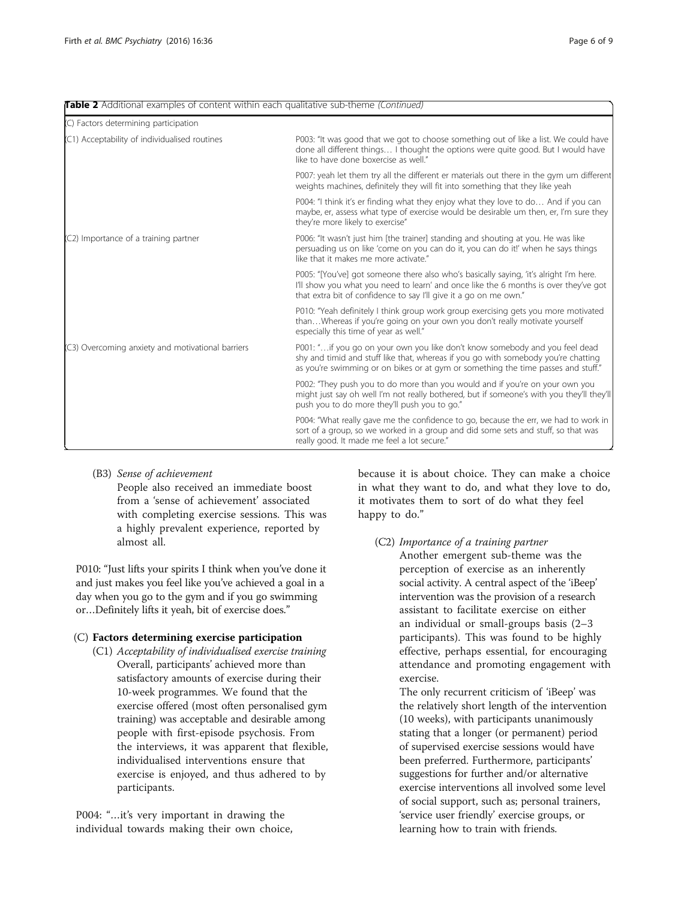**Table 2** Additional examples of content within each qualitative sub-theme *(Continued)*

| | |
|---|---|
| (C) Factors determining participation | |
| (C1) Acceptability of individualised routines | P003: "It was good that we got to choose something out of like a list. We could have done all different things… I thought the options were quite good. But I would have like to have done boxercise as well." |
| | P007: yeah let them try all the different er materials out there in the gym um different weights machines, definitely they will fit into something that they like yeah |
| | P004: "I think it's er finding what they enjoy what they love to do… And if you can maybe, er, assess what type of exercise would be desirable um then, er, I'm sure they they're more likely to exercise" |
| (C2) Importance of a training partner | P006: "It wasn't just him [the trainer] standing and shouting at you. He was like persuading us on like 'come on you can do it, you can do it!' when he says things like that it makes me more activate." |
| | P005: "[You've] got someone there also who's basically saying, 'it's alright I'm here. I'll show you what you need to learn' and once like the 6 months is over they've got that extra bit of confidence to say I'll give it a go on me own." |
| | P010: "Yeah definitely I think group work group exercising gets you more motivated than…Whereas if you're going on your own you don't really motivate yourself especially this time of year as well." |
| (C3) Overcoming anxiety and motivational barriers | P001: "…if you go on your own you like don't know somebody and you feel dead shy and timid and stuff like that, whereas if you go with somebody you're chatting as you're swimming or on bikes or at gym or something the time passes and stuff." |
| | P002: "They push you to do more than you would and if you're on your own you might just say oh well I'm not really bothered, but if someone's with you they'll they'll push you to do more they'll push you to go." |
| | P004: "What really gave me the confidence to go, because the err, we had to work in sort of a group, so we worked in a group and did some sets and stuff, so that was really good. It made me feel a lot secure." |

(B3) *Sense of achievement*

People also received an immediate boost from a 'sense of achievement' associated with completing exercise sessions. This was a highly prevalent experience, reported by almost all.

P010: "Just lifts your spirits I think when you've done it and just makes you feel like you've achieved a goal in a day when you go to the gym and if you go swimming or…Definitely lifts it yeah, bit of exercise does."

### (C) Factors determining exercise participation

(C1) *Acceptability of individualised exercise training*

Overall, participants' achieved more than satisfactory amounts of exercise during their 10-week programmes. We found that the exercise offered (most often personalised gym training) was acceptable and desirable among people with first-episode psychosis. From the interviews, it was apparent that flexible, individualised interventions ensure that exercise is enjoyed, and thus adhered to by participants.

P004: "…it's very important in drawing the individual towards making their own choice, because it is about choice. They can make a choice in what they want to do, and what they love to do, it motivates them to sort of do what they feel happy to do."

(C2) *Importance of a training partner*

Another emergent sub-theme was the perception of exercise as an inherently social activity. A central aspect of the 'iBeep' intervention was the provision of a research assistant to facilitate exercise on either an individual or small-groups basis (2–3 participants). This was found to be highly effective, perhaps essential, for encouraging attendance and promoting engagement with exercise.

The only recurrent criticism of 'iBeep' was the relatively short length of the intervention (10 weeks), with participants unanimously stating that a longer (or permanent) period of supervised exercise sessions would have been preferred. Furthermore, participants' suggestions for further and/or alternative exercise interventions all involved some level of social support, such as; personal trainers, 'service user friendly' exercise groups, or learning how to train with friends.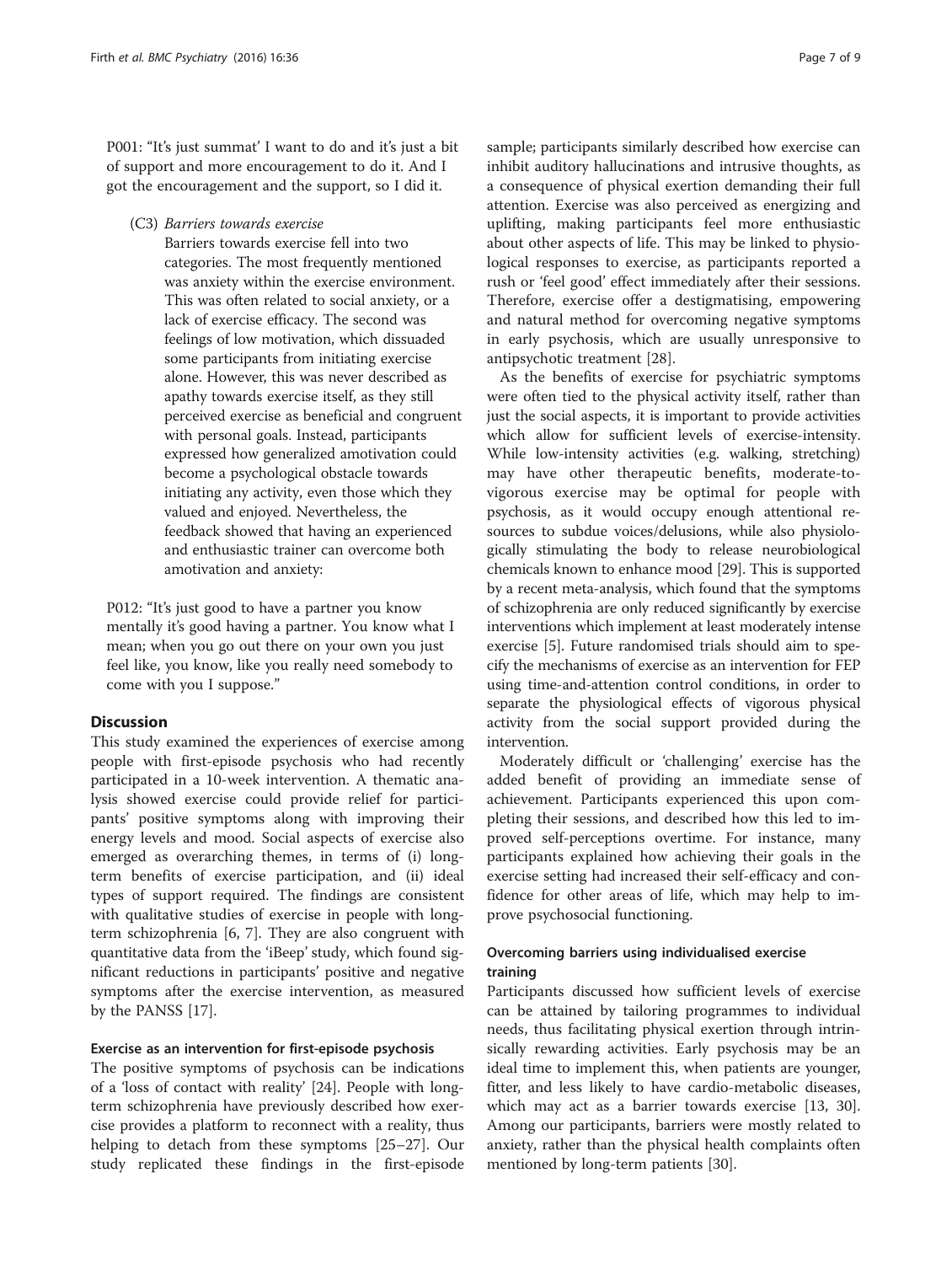P001: "It's just summat' I want to do and it's just a bit of support and more encouragement to do it. And I got the encouragement and the support, so I did it.

(C3) *Barriers towards exercise*

Barriers towards exercise fell into two categories. The most frequently mentioned was anxiety within the exercise environment. This was often related to social anxiety, or a lack of exercise efficacy. The second was feelings of low motivation, which dissuaded some participants from initiating exercise alone. However, this was never described as apathy towards exercise itself, as they still perceived exercise as beneficial and congruent with personal goals. Instead, participants expressed how generalized amotivation could become a psychological obstacle towards initiating any activity, even those which they valued and enjoyed. Nevertheless, the feedback showed that having an experienced and enthusiastic trainer can overcome both amotivation and anxiety:

P012: "It's just good to have a partner you know mentally it's good having a partner. You know what I mean; when you go out there on your own you just feel like, you know, like you really need somebody to come with you I suppose."

## Discussion

This study examined the experiences of exercise among people with first-episode psychosis who had recently participated in a 10-week intervention. A thematic analysis showed exercise could provide relief for participants' positive symptoms along with improving their energy levels and mood. Social aspects of exercise also emerged as overarching themes, in terms of (i) long-term benefits of exercise participation, and (ii) ideal types of support required. The findings are consistent with qualitative studies of exercise in people with long-term schizophrenia [6, 7]. They are also congruent with quantitative data from the 'iBeep' study, which found significant reductions in participants' positive and negative symptoms after the exercise intervention, as measured by the PANSS [17].

### Exercise as an intervention for first-episode psychosis

The positive symptoms of psychosis can be indications of a 'loss of contact with reality' [24]. People with long-term schizophrenia have previously described how exercise provides a platform to reconnect with a reality, thus helping to detach from these symptoms [25–27]. Our study replicated these findings in the first-episode sample; participants similarly described how exercise can inhibit auditory hallucinations and intrusive thoughts, as a consequence of physical exertion demanding their full attention. Exercise was also perceived as energizing and uplifting, making participants feel more enthusiastic about other aspects of life. This may be linked to physiological responses to exercise, as participants reported a rush or 'feel good' effect immediately after their sessions. Therefore, exercise offer a destigmatising, empowering and natural method for overcoming negative symptoms in early psychosis, which are usually unresponsive to antipsychotic treatment [28].

As the benefits of exercise for psychiatric symptoms were often tied to the physical activity itself, rather than just the social aspects, it is important to provide activities which allow for sufficient levels of exercise-intensity. While low-intensity activities (e.g. walking, stretching) may have other therapeutic benefits, moderate-to-vigorous exercise may be optimal for people with psychosis, as it would occupy enough attentional resources to subdue voices/delusions, while also physiologically stimulating the body to release neurobiological chemicals known to enhance mood [29]. This is supported by a recent meta-analysis, which found that the symptoms of schizophrenia are only reduced significantly by exercise interventions which implement at least moderately intense exercise [5]. Future randomised trials should aim to specify the mechanisms of exercise as an intervention for FEP using time-and-attention control conditions, in order to separate the physiological effects of vigorous physical activity from the social support provided during the intervention.

Moderately difficult or 'challenging' exercise has the added benefit of providing an immediate sense of achievement. Participants experienced this upon completing their sessions, and described how this led to improved self-perceptions overtime. For instance, many participants explained how achieving their goals in the exercise setting had increased their self-efficacy and confidence for other areas of life, which may help to improve psychosocial functioning.

### Overcoming barriers using individualised exercise training

Participants discussed how sufficient levels of exercise can be attained by tailoring programmes to individual needs, thus facilitating physical exertion through intrinsically rewarding activities. Early psychosis may be an ideal time to implement this, when patients are younger, fitter, and less likely to have cardio-metabolic diseases, which may act as a barrier towards exercise [13, 30]. Among our participants, barriers were mostly related to anxiety, rather than the physical health complaints often mentioned by long-term patients [30].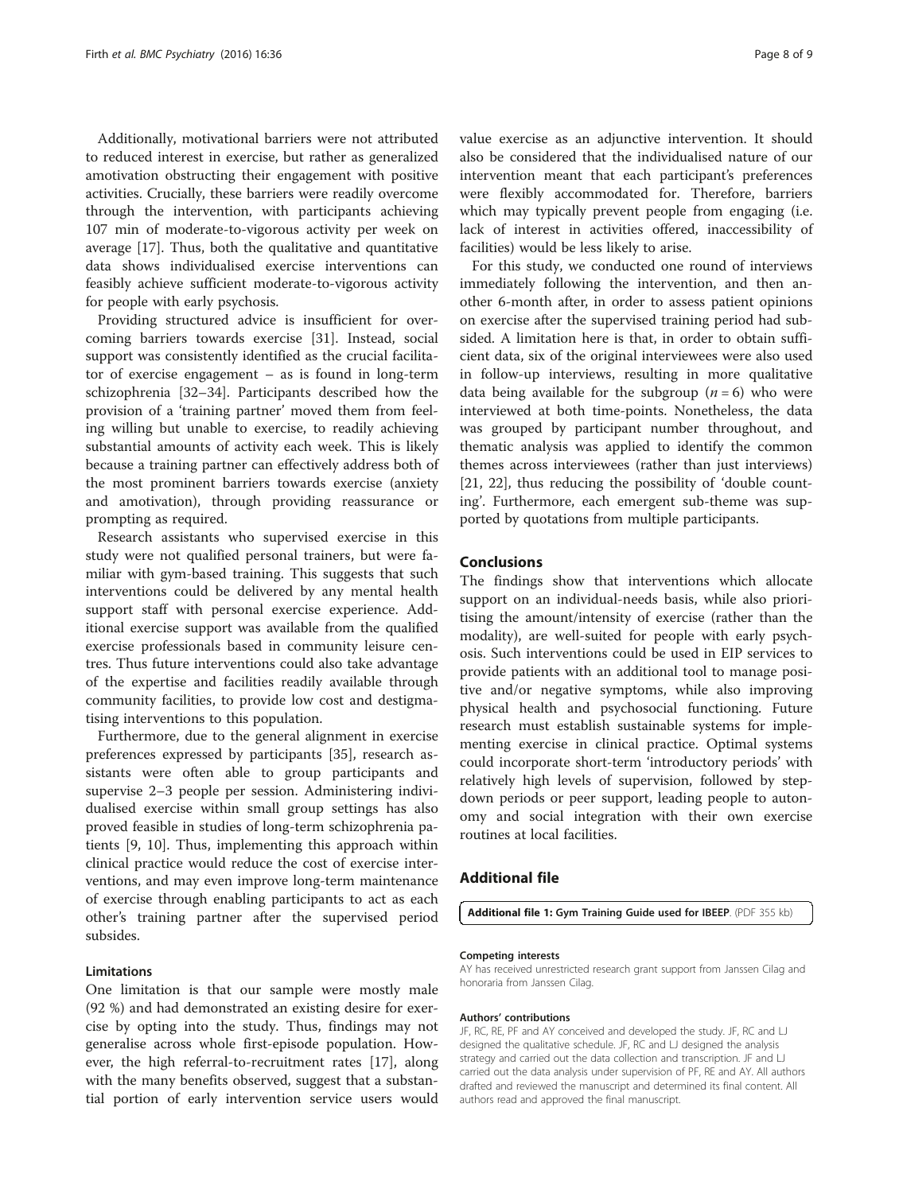Additionally, motivational barriers were not attributed to reduced interest in exercise, but rather as generalized amotivation obstructing their engagement with positive activities. Crucially, these barriers were readily overcome through the intervention, with participants achieving 107 min of moderate-to-vigorous activity per week on average [17]. Thus, both the qualitative and quantitative data shows individualised exercise interventions can feasibly achieve sufficient moderate-to-vigorous activity for people with early psychosis.

Providing structured advice is insufficient for overcoming barriers towards exercise [31]. Instead, social support was consistently identified as the crucial facilitator of exercise engagement – as is found in long-term schizophrenia [32–34]. Participants described how the provision of a 'training partner' moved them from feeling willing but unable to exercise, to readily achieving substantial amounts of activity each week. This is likely because a training partner can effectively address both of the most prominent barriers towards exercise (anxiety and amotivation), through providing reassurance or prompting as required.

Research assistants who supervised exercise in this study were not qualified personal trainers, but were familiar with gym-based training. This suggests that such interventions could be delivered by any mental health support staff with personal exercise experience. Additional exercise support was available from the qualified exercise professionals based in community leisure centres. Thus future interventions could also take advantage of the expertise and facilities readily available through community facilities, to provide low cost and destigmatising interventions to this population.

Furthermore, due to the general alignment in exercise preferences expressed by participants [35], research assistants were often able to group participants and supervise 2–3 people per session. Administering individualised exercise within small group settings has also proved feasible in studies of long-term schizophrenia patients [9, 10]. Thus, implementing this approach within clinical practice would reduce the cost of exercise interventions, and may even improve long-term maintenance of exercise through enabling participants to act as each other's training partner after the supervised period subsides.

### Limitations

One limitation is that our sample were mostly male (92 %) and had demonstrated an existing desire for exercise by opting into the study. Thus, findings may not generalise across whole first-episode population. However, the high referral-to-recruitment rates [17], along with the many benefits observed, suggest that a substantial portion of early intervention service users would value exercise as an adjunctive intervention. It should also be considered that the individualised nature of our intervention meant that each participant's preferences were flexibly accommodated for. Therefore, barriers which may typically prevent people from engaging (i.e. lack of interest in activities offered, inaccessibility of facilities) would be less likely to arise.

For this study, we conducted one round of interviews immediately following the intervention, and then another 6-month after, in order to assess patient opinions on exercise after the supervised training period had subsided. A limitation here is that, in order to obtain sufficient data, six of the original interviewees were also used in follow-up interviews, resulting in more qualitative data being available for the subgroup ($n = 6$) who were interviewed at both time-points. Nonetheless, the data was grouped by participant number throughout, and thematic analysis was applied to identify the common themes across interviewees (rather than just interviews) [21, 22], thus reducing the possibility of 'double counting'. Furthermore, each emergent sub-theme was supported by quotations from multiple participants.

## Conclusions

The findings show that interventions which allocate support on an individual-needs basis, while also prioritising the amount/intensity of exercise (rather than the modality), are well-suited for people with early psychosis. Such interventions could be used in EIP services to provide patients with an additional tool to manage positive and/or negative symptoms, while also improving physical health and psychosocial functioning. Future research must establish sustainable systems for implementing exercise in clinical practice. Optimal systems could incorporate short-term 'introductory periods' with relatively high levels of supervision, followed by step-down periods or peer support, leading people to autonomy and social integration with their own exercise routines at local facilities.

## Additional file

**Additional file 1: Gym Training Guide used for IBEEP.** (PDF 355 kb)

#### Competing interests

AY has received unrestricted research grant support from Janssen Cilag and honoraria from Janssen Cilag.

#### Authors' contributions

JF, RC, RE, PF and AY conceived and developed the study. JF, RC and LJ designed the qualitative schedule. JF, RC and LJ designed the analysis strategy and carried out the data collection and transcription. JF and LJ carried out the data analysis under supervision of PF, RE and AY. All authors drafted and reviewed the manuscript and determined its final content. All authors read and approved the final manuscript.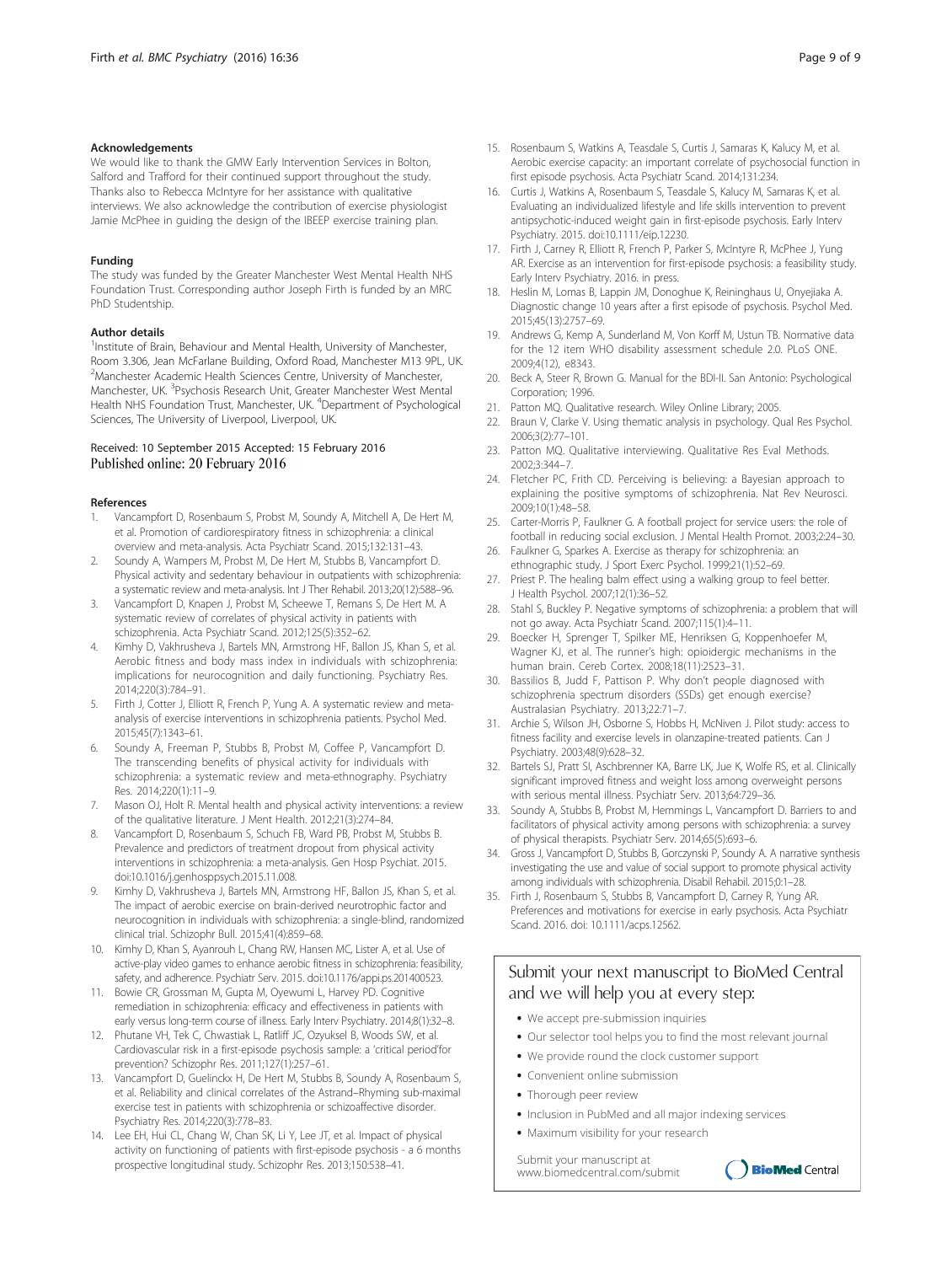### Acknowledgements

We would like to thank the GMW Early Intervention Services in Bolton, Salford and Trafford for their continued support throughout the study. Thanks also to Rebecca McIntyre for her assistance with qualitative interviews. We also acknowledge the contribution of exercise physiologist Jamie McPhee in guiding the design of the IBEEP exercise training plan.

### Funding

The study was funded by the Greater Manchester West Mental Health NHS Foundation Trust. Corresponding author Joseph Firth is funded by an MRC PhD Studentship.

### Author details

[1]Institute of Brain, Behaviour and Mental Health, University of Manchester, Room 3.306, Jean McFarlane Building, Oxford Road, Manchester M13 9PL, UK. [2]Manchester Academic Health Sciences Centre, University of Manchester, Manchester, UK. [3]Psychosis Research Unit, Greater Manchester West Mental Health NHS Foundation Trust, Manchester, UK. [4]Department of Psychological Sciences, The University of Liverpool, Liverpool, UK.

Received: 10 September 2015 Accepted: 15 February 2016
Published online: 20 February 2016

### References

1. Vancampfort D, Rosenbaum S, Probst M, Soundy A, Mitchell A, De Hert M, et al. Promotion of cardiorespiratory fitness in schizophrenia: a clinical overview and meta-analysis. Acta Psychiatr Scand. 2015;132:131–43.
2. Soundy A, Wampers M, Probst M, De Hert M, Stubbs B, Vancampfort D. Physical activity and sedentary behaviour in outpatients with schizophrenia: a systematic review and meta-analysis. Int J Ther Rehabil. 2013;20(12):588–96.
3. Vancampfort D, Knapen J, Probst M, Scheewe T, Remans S, De Hert M. A systematic review of correlates of physical activity in patients with schizophrenia. Acta Psychiatr Scand. 2012;125(5):352–62.
4. Kimhy D, Vakhrusheva J, Bartels MN, Armstrong HF, Ballon JS, Khan S, et al. Aerobic fitness and body mass index in individuals with schizophrenia: implications for neurocognition and daily functioning. Psychiatry Res. 2014;220(3):784–91.
5. Firth J, Cotter J, Elliott R, French P, Yung A. A systematic review and meta-analysis of exercise interventions in schizophrenia patients. Psychol Med. 2015;45(7):1343–61.
6. Soundy A, Freeman P, Stubbs B, Probst M, Coffee P, Vancampfort D. The transcending benefits of physical activity for individuals with schizophrenia: a systematic review and meta-ethnography. Psychiatry Res. 2014;220(1):11–9.
7. Mason OJ, Holt R. Mental health and physical activity interventions: a review of the qualitative literature. J Ment Health. 2012;21(3):274–84.
8. Vancampfort D, Rosenbaum S, Schuch FB, Ward PB, Probst M, Stubbs B. Prevalence and predictors of treatment dropout from physical activity interventions in schizophrenia: a meta-analysis. Gen Hosp Psychiat. 2015. doi:10.1016/j.genhosppsych.2015.11.008.
9. Kimhy D, Vakhrusheva J, Bartels MN, Armstrong HF, Ballon JS, Khan S, et al. The impact of aerobic exercise on brain-derived neurotrophic factor and neurocognition in individuals with schizophrenia: a single-blind, randomized clinical trial. Schizophr Bull. 2015;41(4):859–68.
10. Kimhy D, Khan S, Ayanrouh L, Chang RW, Hansen MC, Lister A, et al. Use of active-play video games to enhance aerobic fitness in schizophrenia: feasibility, safety, and adherence. Psychiatr Serv. 2015. doi:10.1176/appi.ps.201400523.
11. Bowie CR, Grossman M, Gupta M, Oyewumi L, Harvey PD. Cognitive remediation in schizophrenia: efficacy and effectiveness in patients with early versus long-term course of illness. Early Interv Psychiatry. 2014;8(1):32–8.
12. Phutane VH, Tek C, Chwastiak L, Ratliff JC, Ozyuksel B, Woods SW, et al. Cardiovascular risk in a first-episode psychosis sample: a 'critical period'for prevention? Schizophr Res. 2011;127(1):257–61.
13. Vancampfort D, Guelinckx H, De Hert M, Stubbs B, Soundy A, Rosenbaum S, et al. Reliability and clinical correlates of the Astrand–Rhyming sub-maximal exercise test in patients with schizophrenia or schizoaffective disorder. Psychiatry Res. 2014;220(3):778–83.
14. Lee EH, Hui CL, Chang W, Chan SK, Li Y, Lee JT, et al. Impact of physical activity on functioning of patients with first-episode psychosis - a 6 months prospective longitudinal study. Schizophr Res. 2013;150:538–41.
15. Rosenbaum S, Watkins A, Teasdale S, Curtis J, Samaras K, Kalucy M, et al. Aerobic exercise capacity: an important correlate of psychosocial function in first episode psychosis. Acta Psychiatr Scand. 2014;131:234.
16. Curtis J, Watkins A, Rosenbaum S, Teasdale S, Kalucy M, Samaras K, et al. Evaluating an individualized lifestyle and life skills intervention to prevent antipsychotic-induced weight gain in first-episode psychosis. Early Interv Psychiatry. 2015. doi:10.1111/eip.12230.
17. Firth J, Carney R, Elliott R, French P, Parker S, McIntyre R, McPhee J, Yung AR. Exercise as an intervention for first-episode psychosis: a feasibility study. Early Interv Psychiatry. 2016. in press.
18. Heslin M, Lomas B, Lappin JM, Donoghue K, Reininghaus U, Onyejiaka A. Diagnostic change 10 years after a first episode of psychosis. Psychol Med. 2015;45(13):2757–69.
19. Andrews G, Kemp A, Sunderland M, Von Korff M, Ustun TB. Normative data for the 12 item WHO disability assessment schedule 2.0. PLoS ONE. 2009;4(12), e8343.
20. Beck A, Steer R, Brown G. Manual for the BDI-II. San Antonio: Psychological Corporation; 1996.
21. Patton MQ. Qualitative research. Wiley Online Library; 2005.
22. Braun V, Clarke V. Using thematic analysis in psychology. Qual Res Psychol. 2006;3(2):77–101.
23. Patton MQ. Qualitative interviewing. Qualitative Res Eval Methods. 2002;3:344–7.
24. Fletcher PC, Frith CD. Perceiving is believing: a Bayesian approach to explaining the positive symptoms of schizophrenia. Nat Rev Neurosci. 2009;10(1):48–58.
25. Carter-Morris P, Faulkner G. A football project for service users: the role of football in reducing social exclusion. J Mental Health Promot. 2003;2:24–30.
26. Faulkner G, Sparkes A. Exercise as therapy for schizophrenia: an ethnographic study. J Sport Exerc Psychol. 1999;21(1):52–69.
27. Priest P. The healing balm effect using a walking group to feel better. J Health Psychol. 2007;12(1):36–52.
28. Stahl S, Buckley P. Negative symptoms of schizophrenia: a problem that will not go away. Acta Psychiatr Scand. 2007;115(1):4–11.
29. Boecker H, Sprenger T, Spilker ME, Henriksen G, Koppenhoefer M, Wagner KJ, et al. The runner's high: opioidergic mechanisms in the human brain. Cereb Cortex. 2008;18(11):2523–31.
30. Bassilios B, Judd F, Pattison P. Why don't people diagnosed with schizophrenia spectrum disorders (SSDs) get enough exercise? Australasian Psychiatry. 2013;22:71–7.
31. Archie S, Wilson JH, Osborne S, Hobbs H, McNiven J. Pilot study: access to fitness facility and exercise levels in olanzapine-treated patients. Can J Psychiatry. 2003;48(9):628–32.
32. Bartels SJ, Pratt SI, Aschbrenner KA, Barre LK, Jue K, Wolfe RS, et al. Clinically significant improved fitness and weight loss among overweight persons with serious mental illness. Psychiatr Serv. 2013;64:729–36.
33. Soundy A, Stubbs B, Probst M, Hemmings L, Vancampfort D. Barriers to and facilitators of physical activity among persons with schizophrenia: a survey of physical therapists. Psychiatr Serv. 2014;65(5):693–6.
34. Gross J, Vancampfort D, Stubbs B, Gorczynski P, Soundy A. A narrative synthesis investigating the use and value of social support to promote physical activity among individuals with schizophrenia. Disabil Rehabil. 2015;0:1–28.
35. Firth J, Rosenbaum S, Stubbs B, Vancampfort D, Carney R, Yung AR. Preferences and motivations for exercise in early psychosis. Acta Psychiatr Scand. 2016. doi: 10.1111/acps.12562.

## Submit your next manuscript to BioMed Central and we will help you at every step:

- We accept pre-submission inquiries
- Our selector tool helps you to find the most relevant journal
- We provide round the clock customer support
- Convenient online submission
- Thorough peer review
- Inclusion in PubMed and all major indexing services
- Maximum visibility for your research

Submit your manuscript at
www.biomedcentral.com/submit

BioMed Central